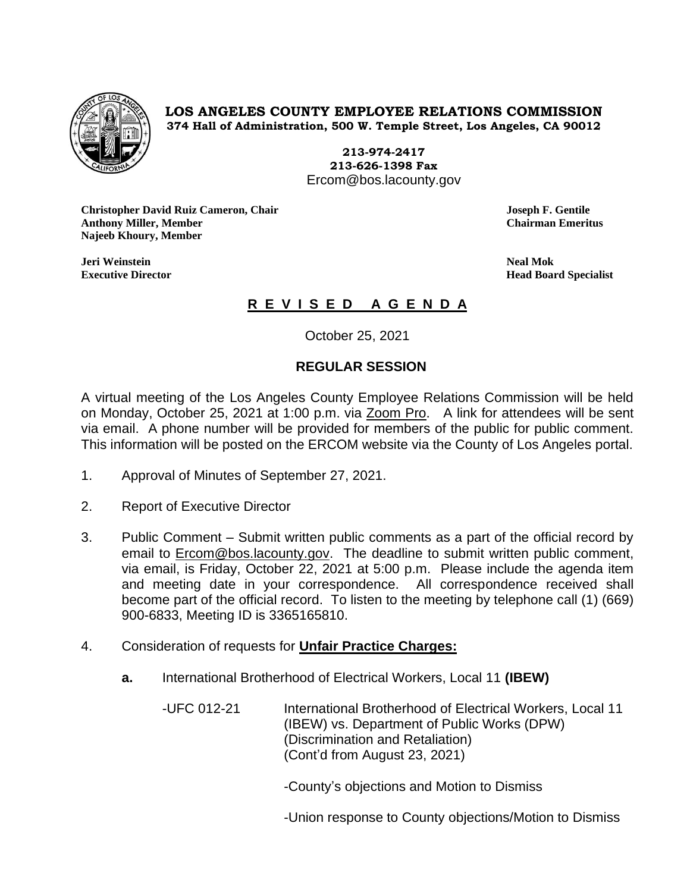**LOS ANGELES COUNTY EMPLOYEE RELATIONS COMMISSION**
**374 Hall of Administration, 500 W. Temple Street, Los Angeles, CA 90012**

**213-974-2417**
**213-626-1398 Fax**
Ercom@bos.lacounty.gov

**Christopher David Ruiz Cameron, Chair**
**Anthony Miller, Member**
**Najeeb Khoury, Member**

**Joseph F. Gentile**
**Chairman Emeritus**

**Jeri Weinstein**
**Executive Director**

**Neal Mok**
**Head Board Specialist**

## R E V I S E D A G E N D A

October 25, 2021

### REGULAR SESSION

A virtual meeting of the Los Angeles County Employee Relations Commission will be held on Monday, October 25, 2021 at 1:00 p.m. via Zoom Pro. A link for attendees will be sent via email. A phone number will be provided for members of the public for public comment. This information will be posted on the ERCOM website via the County of Los Angeles portal.

1. Approval of Minutes of September 27, 2021.

2. Report of Executive Director

3. Public Comment – Submit written public comments as a part of the official record by email to Ercom@bos.lacounty.gov. The deadline to submit written public comment, via email, is Friday, October 22, 2021 at 5:00 p.m. Please include the agenda item and meeting date in your correspondence. All correspondence received shall become part of the official record. To listen to the meeting by telephone call (1) (669) 900-6833, Meeting ID is 3365165810.

4. Consideration of requests for **Unfair Practice Charges:**

   **a.** International Brotherhood of Electrical Workers, Local 11 **(IBEW)**

   -UFC 012-21 International Brotherhood of Electrical Workers, Local 11 (IBEW) vs. Department of Public Works (DPW) (Discrimination and Retaliation) (Cont'd from August 23, 2021)

   -County's objections and Motion to Dismiss

   -Union response to County objections/Motion to Dismiss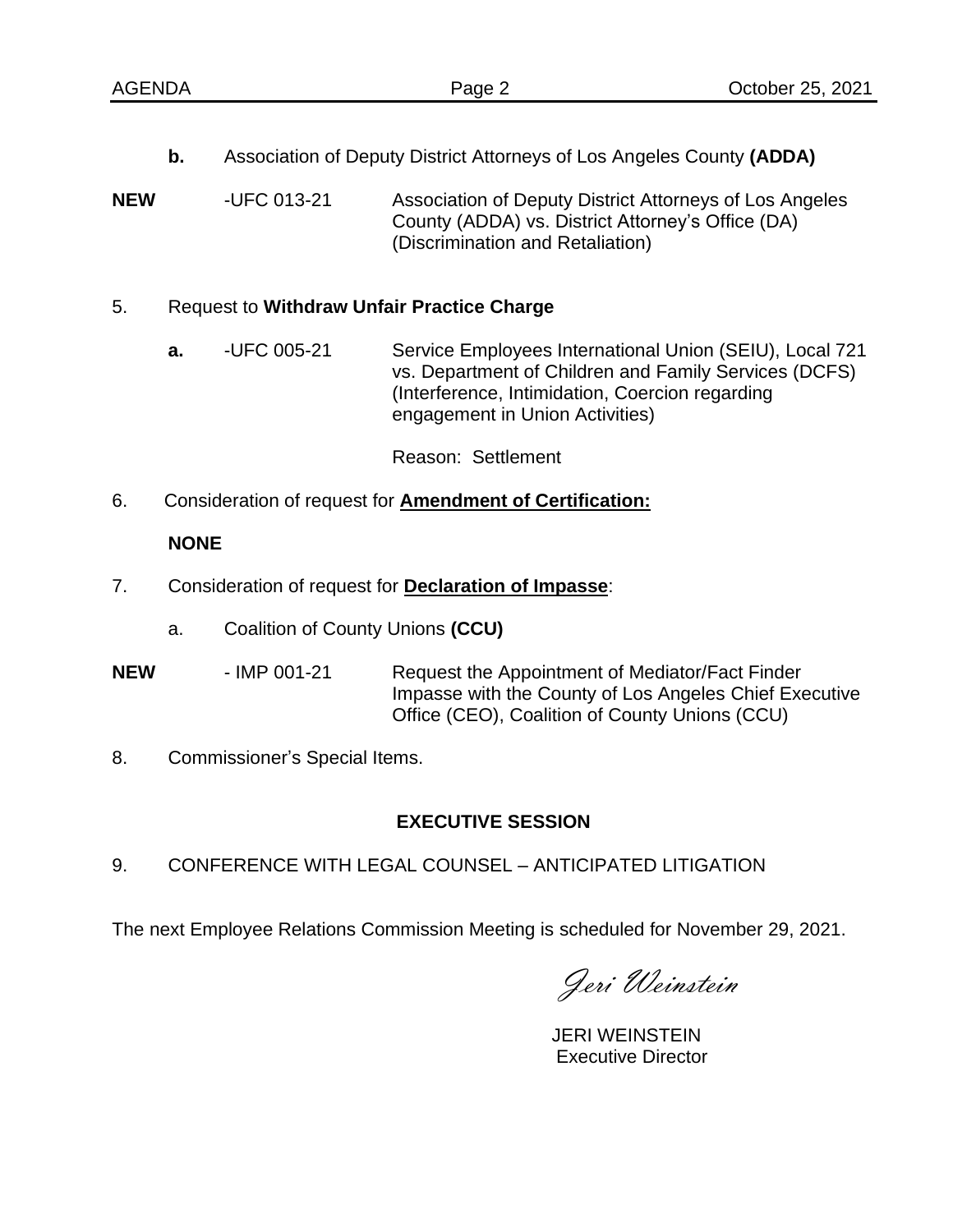**b.** Association of Deputy District Attorneys of Los Angeles County **(ADDA)**

**NEW** -UFC 013-21 Association of Deputy District Attorneys of Los Angeles County (ADDA) vs. District Attorney's Office (DA) (Discrimination and Retaliation)

5. Request to **Withdraw Unfair Practice Charge**

   **a.** -UFC 005-21 Service Employees International Union (SEIU), Local 721 vs. Department of Children and Family Services (DCFS) (Interference, Intimidation, Coercion regarding engagement in Union Activities)

   Reason: Settlement

6. Consideration of request for **Amendment of Certification:**

   **NONE**

7. Consideration of request for **Declaration of Impasse**:

   a. Coalition of County Unions **(CCU)**

**NEW** - IMP 001-21 Request the Appointment of Mediator/Fact Finder Impasse with the County of Los Angeles Chief Executive Office (CEO), Coalition of County Unions (CCU)

8. Commissioner's Special Items.

**EXECUTIVE SESSION**

9. CONFERENCE WITH LEGAL COUNSEL – ANTICIPATED LITIGATION

The next Employee Relations Commission Meeting is scheduled for November 29, 2021.

*Jeri Weinstein*

JERI WEINSTEIN
Executive Director